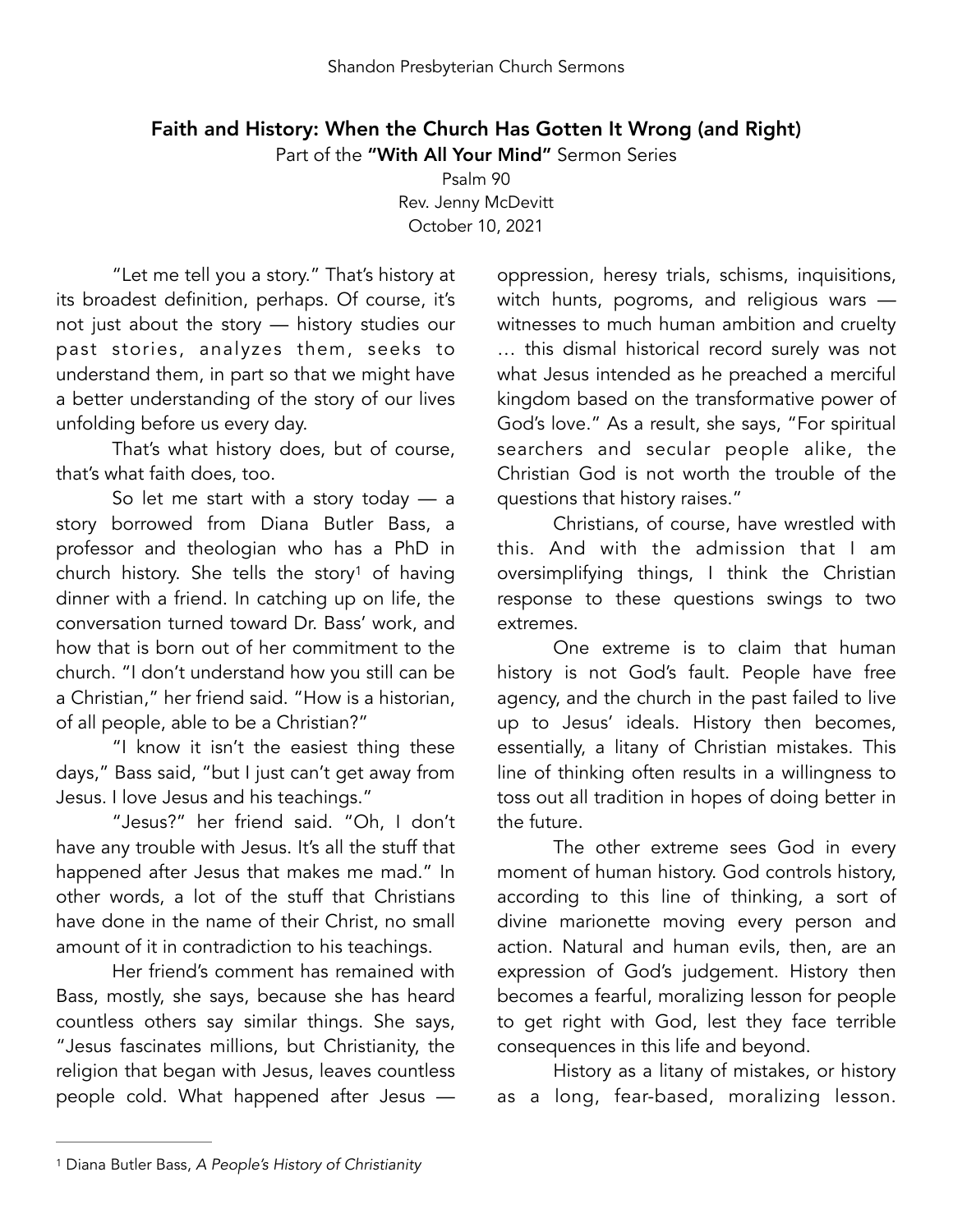# Faith and History: When the Church Has Gotten It Wrong (and Right)

Part of the **"With All Your Mind"** Sermon Series

Psalm 90

Rev. Jenny McDevitt

October 10, 2021

"Let me tell you a story." That's history at its broadest definition, perhaps. Of course, it's not just about the story — history studies our past stories, analyzes them, seeks to understand them, in part so that we might have a better understanding of the story of our lives unfolding before us every day.

That's what history does, but of course, that's what faith does, too.

So let me start with a story today — a story borrowed from Diana Butler Bass, a professor and theologian who has a PhD in church history. She tells the story[1] of having dinner with a friend. In catching up on life, the conversation turned toward Dr. Bass' work, and how that is born out of her commitment to the church. "I don't understand how you still can be a Christian," her friend said. "How is a historian, of all people, able to be a Christian?"

"I know it isn't the easiest thing these days," Bass said, "but I just can't get away from Jesus. I love Jesus and his teachings."

"Jesus?" her friend said. "Oh, I don't have any trouble with Jesus. It's all the stuff that happened after Jesus that makes me mad." In other words, a lot of the stuff that Christians have done in the name of their Christ, no small amount of it in contradiction to his teachings.

Her friend's comment has remained with Bass, mostly, she says, because she has heard countless others say similar things. She says, "Jesus fascinates millions, but Christianity, the religion that began with Jesus, leaves countless people cold. What happened after Jesus — oppression, heresy trials, schisms, inquisitions, witch hunts, pogroms, and religious wars — witnesses to much human ambition and cruelty … this dismal historical record surely was not what Jesus intended as he preached a merciful kingdom based on the transformative power of God's love." As a result, she says, "For spiritual searchers and secular people alike, the Christian God is not worth the trouble of the questions that history raises."

Christians, of course, have wrestled with this. And with the admission that I am oversimplifying things, I think the Christian response to these questions swings to two extremes.

One extreme is to claim that human history is not God's fault. People have free agency, and the church in the past failed to live up to Jesus' ideals. History then becomes, essentially, a litany of Christian mistakes. This line of thinking often results in a willingness to toss out all tradition in hopes of doing better in the future.

The other extreme sees God in every moment of human history. God controls history, according to this line of thinking, a sort of divine marionette moving every person and action. Natural and human evils, then, are an expression of God's judgement. History then becomes a fearful, moralizing lesson for people to get right with God, lest they face terrible consequences in this life and beyond.

History as a litany of mistakes, or history as a long, fear-based, moralizing lesson.

---

[1] Diana Butler Bass, *A People's History of Christianity*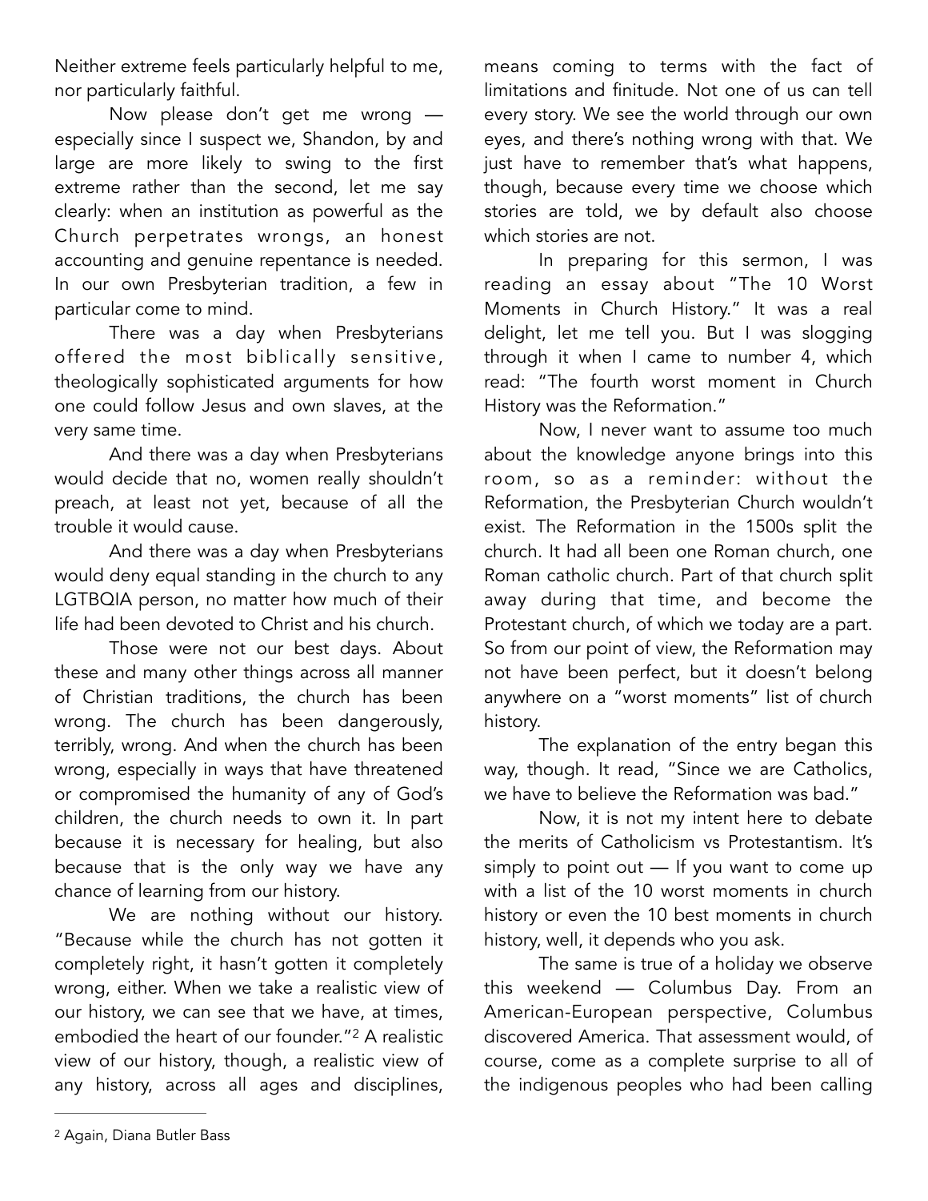Neither extreme feels particularly helpful to me, nor particularly faithful.

Now please don't get me wrong — especially since I suspect we, Shandon, by and large are more likely to swing to the first extreme rather than the second, let me say clearly: when an institution as powerful as the Church perpetrates wrongs, an honest accounting and genuine repentance is needed. In our own Presbyterian tradition, a few in particular come to mind.

There was a day when Presbyterians offered the most biblically sensitive, theologically sophisticated arguments for how one could follow Jesus and own slaves, at the very same time.

And there was a day when Presbyterians would decide that no, women really shouldn't preach, at least not yet, because of all the trouble it would cause.

And there was a day when Presbyterians would deny equal standing in the church to any LGTBQIA person, no matter how much of their life had been devoted to Christ and his church.

Those were not our best days. About these and many other things across all manner of Christian traditions, the church has been wrong. The church has been dangerously, terribly, wrong. And when the church has been wrong, especially in ways that have threatened or compromised the humanity of any of God's children, the church needs to own it. In part because it is necessary for healing, but also because that is the only way we have any chance of learning from our history.

We are nothing without our history. "Because while the church has not gotten it completely right, it hasn't gotten it completely wrong, either. When we take a realistic view of our history, we can see that we have, at times, embodied the heart of our founder."[2] A realistic view of our history, though, a realistic view of any history, across all ages and disciplines, means coming to terms with the fact of limitations and finitude. Not one of us can tell every story. We see the world through our own eyes, and there's nothing wrong with that. We just have to remember that's what happens, though, because every time we choose which stories are told, we by default also choose which stories are not.

In preparing for this sermon, I was reading an essay about "The 10 Worst Moments in Church History." It was a real delight, let me tell you. But I was slogging through it when I came to number 4, which read: "The fourth worst moment in Church History was the Reformation."

Now, I never want to assume too much about the knowledge anyone brings into this room, so as a reminder: without the Reformation, the Presbyterian Church wouldn't exist. The Reformation in the 1500s split the church. It had all been one Roman church, one Roman catholic church. Part of that church split away during that time, and become the Protestant church, of which we today are a part. So from our point of view, the Reformation may not have been perfect, but it doesn't belong anywhere on a "worst moments" list of church history.

The explanation of the entry began this way, though. It read, "Since we are Catholics, we have to believe the Reformation was bad."

Now, it is not my intent here to debate the merits of Catholicism vs Protestantism. It's simply to point out — If you want to come up with a list of the 10 worst moments in church history or even the 10 best moments in church history, well, it depends who you ask.

The same is true of a holiday we observe this weekend — Columbus Day. From an American-European perspective, Columbus discovered America. That assessment would, of course, come as a complete surprise to all of the indigenous peoples who had been calling

---

[2] Again, Diana Butler Bass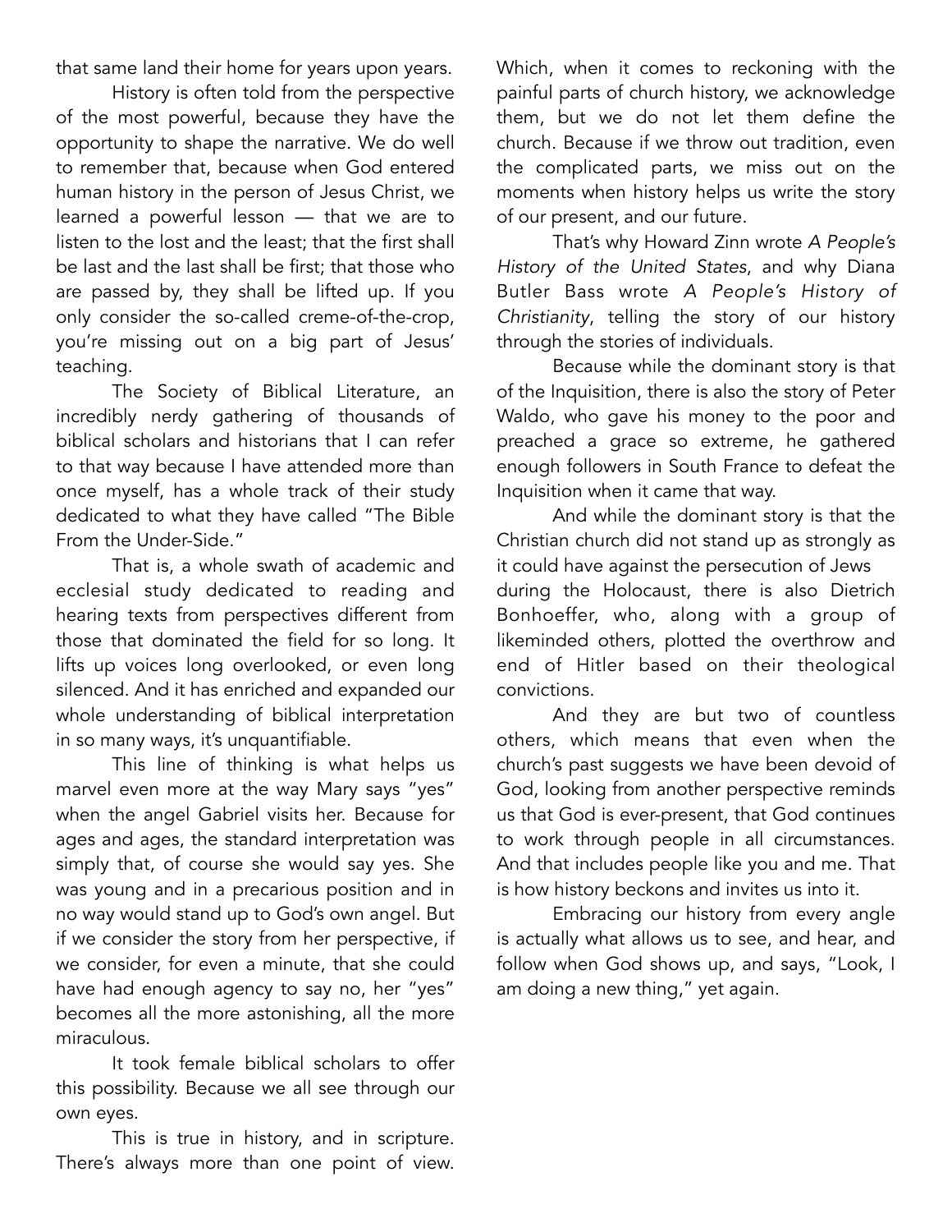that same land their home for years upon years.

History is often told from the perspective of the most powerful, because they have the opportunity to shape the narrative. We do well to remember that, because when God entered human history in the person of Jesus Christ, we learned a powerful lesson — that we are to listen to the lost and the least; that the first shall be last and the last shall be first; that those who are passed by, they shall be lifted up. If you only consider the so-called creme-of-the-crop, you're missing out on a big part of Jesus' teaching.

The Society of Biblical Literature, an incredibly nerdy gathering of thousands of biblical scholars and historians that I can refer to that way because I have attended more than once myself, has a whole track of their study dedicated to what they have called "The Bible From the Under-Side."

That is, a whole swath of academic and ecclesial study dedicated to reading and hearing texts from perspectives different from those that dominated the field for so long. It lifts up voices long overlooked, or even long silenced. And it has enriched and expanded our whole understanding of biblical interpretation in so many ways, it's unquantifiable.

This line of thinking is what helps us marvel even more at the way Mary says "yes" when the angel Gabriel visits her. Because for ages and ages, the standard interpretation was simply that, of course she would say yes. She was young and in a precarious position and in no way would stand up to God's own angel. But if we consider the story from her perspective, if we consider, for even a minute, that she could have had enough agency to say no, her "yes" becomes all the more astonishing, all the more miraculous.

It took female biblical scholars to offer this possibility. Because we all see through our own eyes.

This is true in history, and in scripture. There's always more than one point of view. Which, when it comes to reckoning with the painful parts of church history, we acknowledge them, but we do not let them define the church. Because if we throw out tradition, even the complicated parts, we miss out on the moments when history helps us write the story of our present, and our future.

That's why Howard Zinn wrote *A People's History of the United States*, and why Diana Butler Bass wrote *A People's History of Christianity*, telling the story of our history through the stories of individuals.

Because while the dominant story is that of the Inquisition, there is also the story of Peter Waldo, who gave his money to the poor and preached a grace so extreme, he gathered enough followers in South France to defeat the Inquisition when it came that way.

And while the dominant story is that the Christian church did not stand up as strongly as it could have against the persecution of Jews during the Holocaust, there is also Dietrich Bonhoeffer, who, along with a group of likeminded others, plotted the overthrow and end of Hitler based on their theological convictions.

And they are but two of countless others, which means that even when the church's past suggests we have been devoid of God, looking from another perspective reminds us that God is ever-present, that God continues to work through people in all circumstances. And that includes people like you and me. That is how history beckons and invites us into it.

Embracing our history from every angle is actually what allows us to see, and hear, and follow when God shows up, and says, "Look, I am doing a new thing," yet again.